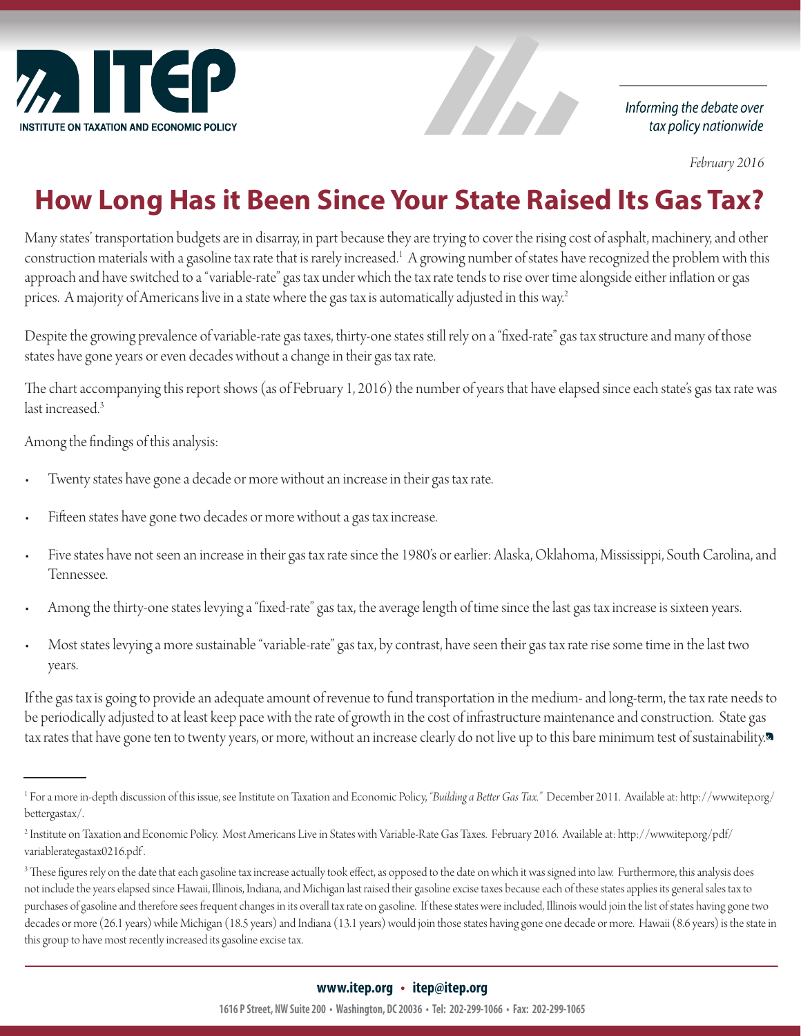ITEP INSTITUTE ON TAXATION AND ECONOMIC POLICY

*Informing the debate over tax policy nationwide*

*February 2016*

# How Long Has it Been Since Your State Raised Its Gas Tax?

Many states' transportation budgets are in disarray, in part because they are trying to cover the rising cost of asphalt, machinery, and other construction materials with a gasoline tax rate that is rarely increased.[1] A growing number of states have recognized the problem with this approach and have switched to a "variable-rate" gas tax under which the tax rate tends to rise over time alongside either inflation or gas prices. A majority of Americans live in a state where the gas tax is automatically adjusted in this way.[2]

Despite the growing prevalence of variable-rate gas taxes, thirty-one states still rely on a "fixed-rate" gas tax structure and many of those states have gone years or even decades without a change in their gas tax rate.

The chart accompanying this report shows (as of February 1, 2016) the number of years that have elapsed since each state's gas tax rate was last increased.[3]

Among the findings of this analysis:

- Twenty states have gone a decade or more without an increase in their gas tax rate.
- Fifteen states have gone two decades or more without a gas tax increase.
- Five states have not seen an increase in their gas tax rate since the 1980's or earlier: Alaska, Oklahoma, Mississippi, South Carolina, and Tennessee.
- Among the thirty-one states levying a "fixed-rate" gas tax, the average length of time since the last gas tax increase is sixteen years.
- Most states levying a more sustainable "variable-rate" gas tax, by contrast, have seen their gas tax rate rise some time in the last two years.

If the gas tax is going to provide an adequate amount of revenue to fund transportation in the medium- and long-term, the tax rate needs to be periodically adjusted to at least keep pace with the rate of growth in the cost of infrastructure maintenance and construction. State gas tax rates that have gone ten to twenty years, or more, without an increase clearly do not live up to this bare minimum test of sustainability.

---

[1] For a more in-depth discussion of this issue, see Institute on Taxation and Economic Policy, *"Building a Better Gas Tax."* December 2011. Available at: http://www.itep.org/bettergastax/.

[2] Institute on Taxation and Economic Policy. Most Americans Live in States with Variable-Rate Gas Taxes. February 2016. Available at: http://www.itep.org/pdf/variablerategastax0216.pdf.

[3] These figures rely on the date that each gasoline tax increase actually took effect, as opposed to the date on which it was signed into law. Furthermore, this analysis does not include the years elapsed since Hawaii, Illinois, Indiana, and Michigan last raised their gasoline excise taxes because each of these states applies its general sales tax to purchases of gasoline and therefore sees frequent changes in its overall tax rate on gasoline. If these states were included, Illinois would join the list of states having gone two decades or more (26.1 years) while Michigan (18.5 years) and Indiana (13.1 years) would join those states having gone one decade or more. Hawaii (8.6 years) is the state in this group to have most recently increased its gasoline excise tax.

**www.itep.org • itep@itep.org**

1616 P Street, NW Suite 200 • Washington, DC 20036 • Tel: 202-299-1066 • Fax: 202-299-1065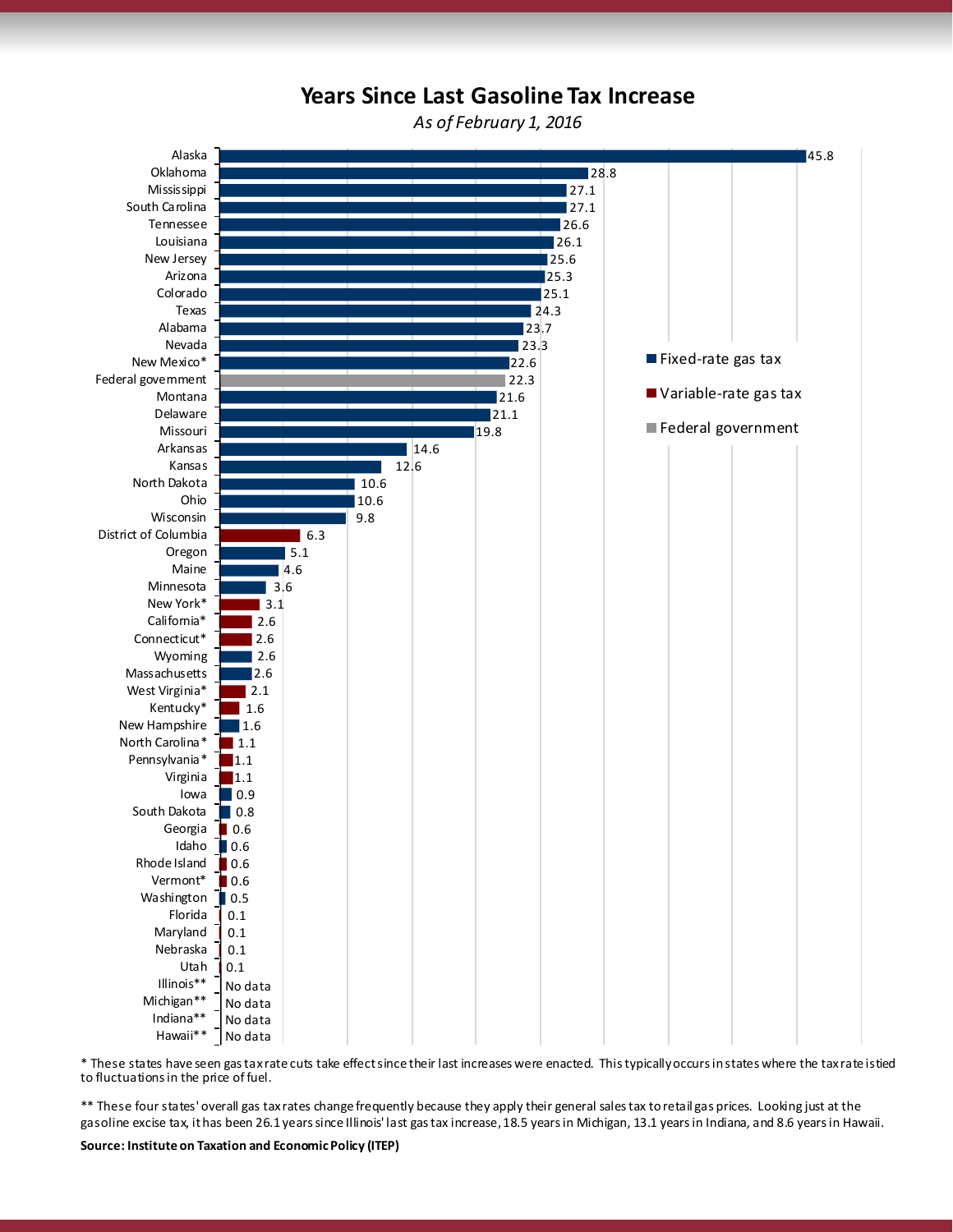# Years Since Last Gasoline Tax Increase

*As of February 1, 2016*

Alaska 45.8
Oklahoma 28.8
Mississippi 27.1
South Carolina 27.1
Tennessee 26.6
Louisiana 26.1
New Jersey 25.6
Arizona 25.3
Colorado 25.1
Texas 24.3
Alabama 23.7
Nevada 23.3
New Mexico* 22.6
Federal government 22.3
Montana 21.6
Delaware 21.1
Missouri 19.8
Arkansas 14.6
Kansas 12.6
North Dakota 10.6
Ohio 10.6
Wisconsin 9.8
District of Columbia 6.3
Oregon 5.1
Maine 4.6
Minnesota 3.6
New York* 3.1
California* 2.6
Connecticut* 2.6
Wyoming 2.6
Massachusetts 2.6
West Virginia* 2.1
Kentucky* 1.6
New Hampshire 1.6
North Carolina* 1.1
Pennsylvania* 1.1
Virginia 1.1
Iowa 0.9
South Dakota 0.8
Georgia 0.6
Idaho 0.6
Rhode Island 0.6
Vermont* 0.6
Washington 0.5
Florida 0.1
Maryland 0.1
Nebraska 0.1
Utah 0.1
Illinois** No data
Michigan** No data
Indiana** No data
Hawaii** No data

Fixed-rate gas tax
Variable-rate gas tax
Federal government

* These states have seen gas tax rate cuts take effect since their last increases were enacted. This typically occurs in states where the tax rate is tied to fluctuations in the price of fuel.

** These four states' overall gas tax rates change frequently because they apply their general sales tax to retail gas prices. Looking just at the gasoline excise tax, it has been 26.1 years since Illinois' last gas tax increase, 18.5 years in Michigan, 13.1 years in Indiana, and 8.6 years in Hawaii.

**Source: Institute on Taxation and Economic Policy (ITEP)**